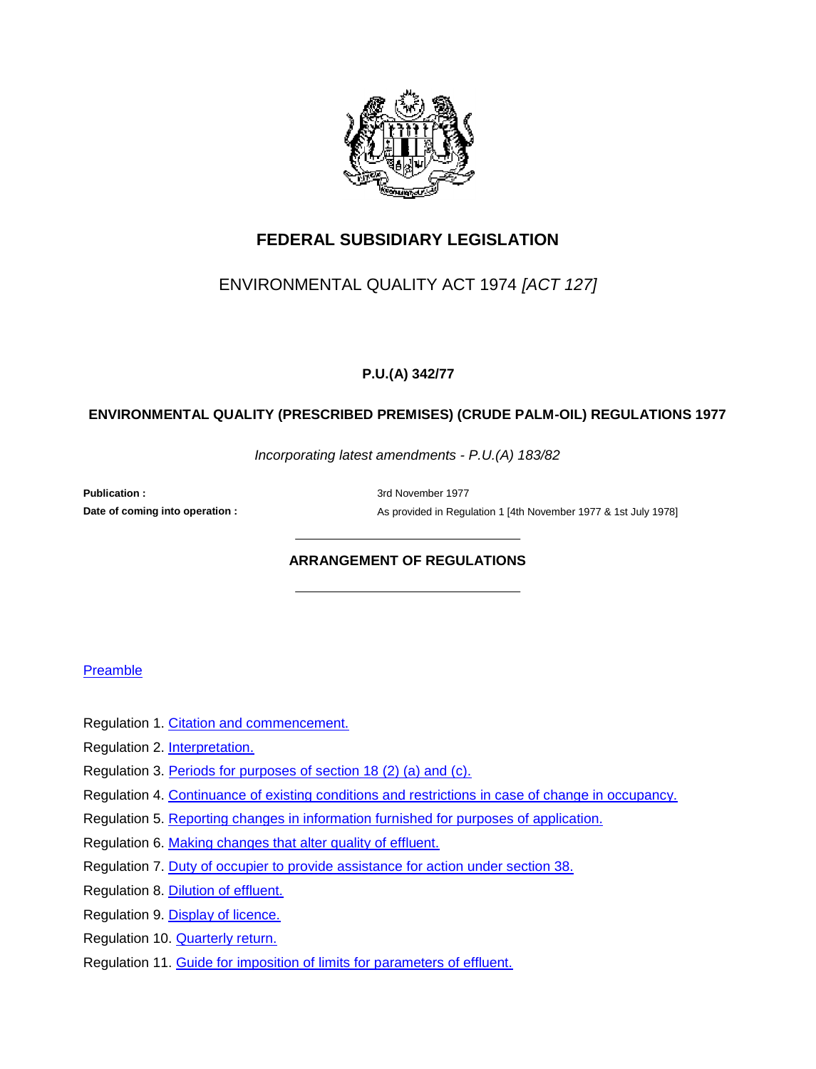# FEDERAL SUBSIDIARY LEGISLATION

ENVIRONMENTAL QUALITY ACT 1974 *[ACT 127]*

**P.U.(A) 342/77**

## ENVIRONMENTAL QUALITY (PRESCRIBED PREMISES) (CRUDE PALM-OIL) REGULATIONS 1977

*Incorporating latest amendments - P.U.(A) 183/82*

**Publication :** 3rd November 1977

**Date of coming into operation :** As provided in Regulation 1 [4th November 1977 & 1st July 1978]

## ARRANGEMENT OF REGULATIONS

Preamble

Regulation 1. Citation and commencement.

Regulation 2. Interpretation.

Regulation 3. Periods for purposes of section 18 (2) (a) and (c).

Regulation 4. Continuance of existing conditions and restrictions in case of change in occupancy.

Regulation 5. Reporting changes in information furnished for purposes of application.

Regulation 6. Making changes that alter quality of effluent.

Regulation 7. Duty of occupier to provide assistance for action under section 38.

Regulation 8. Dilution of effluent.

Regulation 9. Display of licence.

Regulation 10. Quarterly return.

Regulation 11. Guide for imposition of limits for parameters of effluent.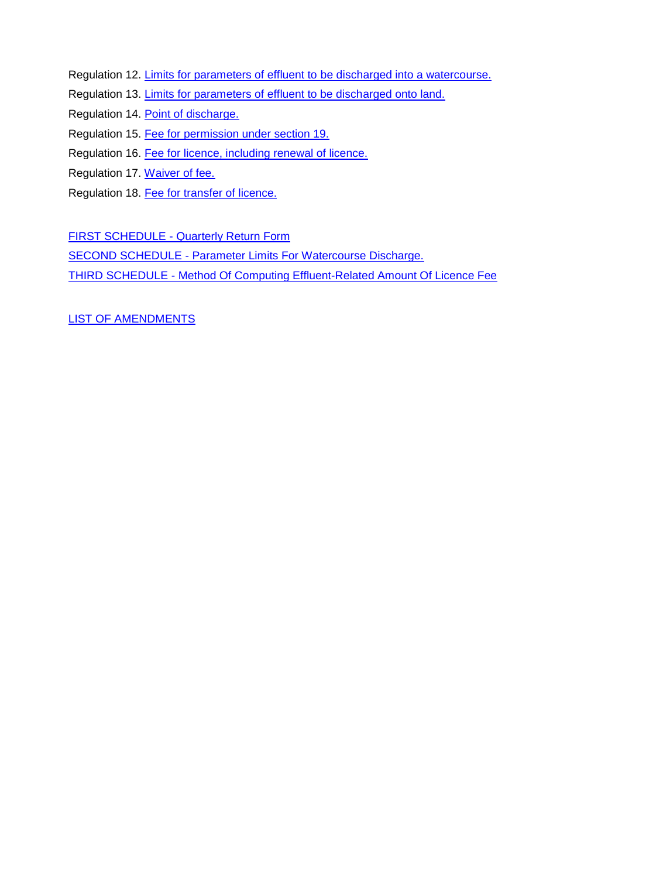Regulation 12. Limits for parameters of effluent to be discharged into a watercourse.

Regulation 13. Limits for parameters of effluent to be discharged onto land.

Regulation 14. Point of discharge.

Regulation 15. Fee for permission under section 19.

Regulation 16. Fee for licence, including renewal of licence.

Regulation 17. Waiver of fee.

Regulation 18. Fee for transfer of licence.

FIRST SCHEDULE - Quarterly Return Form

SECOND SCHEDULE - Parameter Limits For Watercourse Discharge.

THIRD SCHEDULE - Method Of Computing Effluent-Related Amount Of Licence Fee

LIST OF AMENDMENTS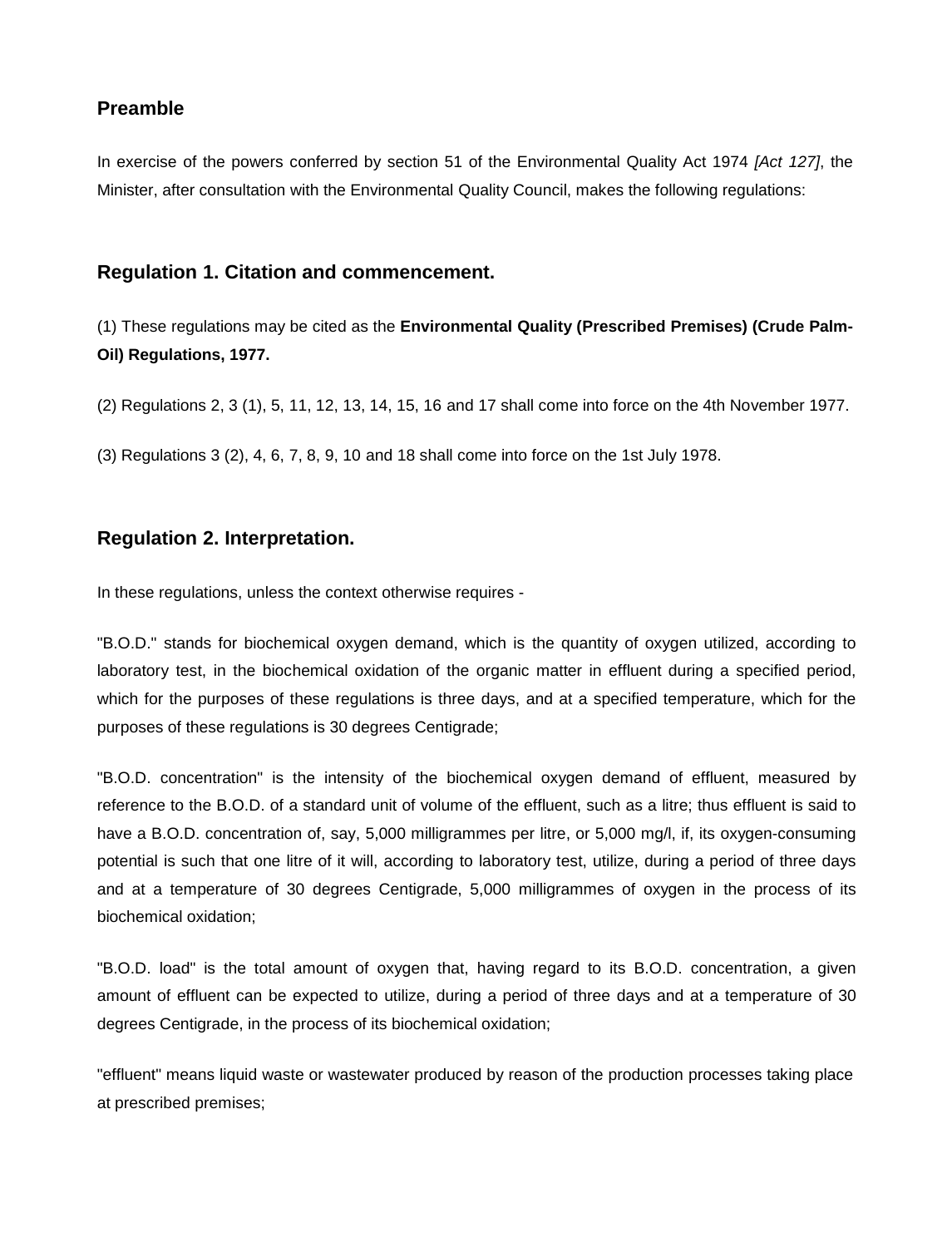## Preamble

In exercise of the powers conferred by section 51 of the Environmental Quality Act 1974 *[Act 127]*, the Minister, after consultation with the Environmental Quality Council, makes the following regulations:

## Regulation 1. Citation and commencement.

(1) These regulations may be cited as the **Environmental Quality (Prescribed Premises) (Crude Palm-Oil) Regulations, 1977.**

(2) Regulations 2, 3 (1), 5, 11, 12, 13, 14, 15, 16 and 17 shall come into force on the 4th November 1977.

(3) Regulations 3 (2), 4, 6, 7, 8, 9, 10 and 18 shall come into force on the 1st July 1978.

## Regulation 2. Interpretation.

In these regulations, unless the context otherwise requires -

"B.O.D." stands for biochemical oxygen demand, which is the quantity of oxygen utilized, according to laboratory test, in the biochemical oxidation of the organic matter in effluent during a specified period, which for the purposes of these regulations is three days, and at a specified temperature, which for the purposes of these regulations is 30 degrees Centigrade;

"B.O.D. concentration" is the intensity of the biochemical oxygen demand of effluent, measured by reference to the B.O.D. of a standard unit of volume of the effluent, such as a litre; thus effluent is said to have a B.O.D. concentration of, say, 5,000 milligrammes per litre, or 5,000 mg/l, if, its oxygen-consuming potential is such that one litre of it will, according to laboratory test, utilize, during a period of three days and at a temperature of 30 degrees Centigrade, 5,000 milligrammes of oxygen in the process of its biochemical oxidation;

"B.O.D. load" is the total amount of oxygen that, having regard to its B.O.D. concentration, a given amount of effluent can be expected to utilize, during a period of three days and at a temperature of 30 degrees Centigrade, in the process of its biochemical oxidation;

"effluent" means liquid waste or wastewater produced by reason of the production processes taking place at prescribed premises;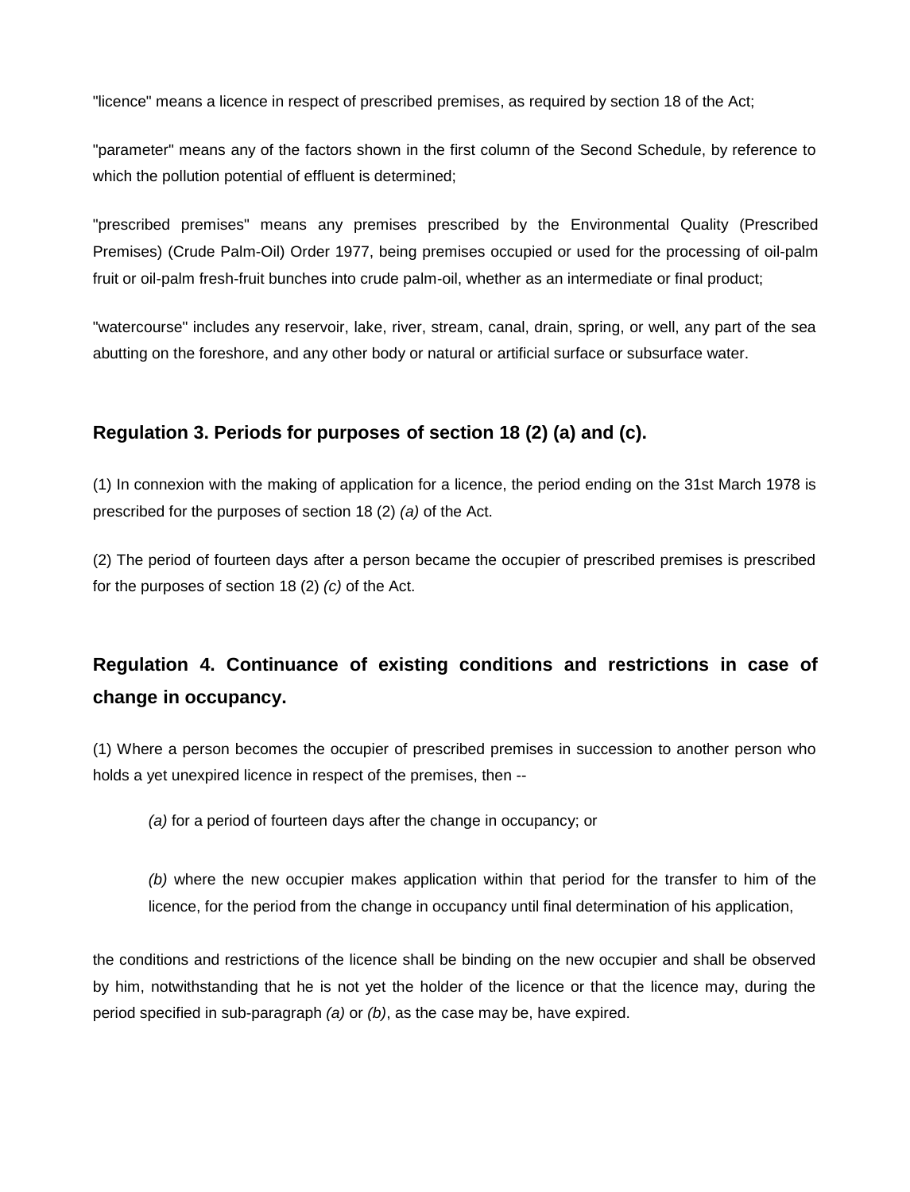"licence" means a licence in respect of prescribed premises, as required by section 18 of the Act;

"parameter" means any of the factors shown in the first column of the Second Schedule, by reference to which the pollution potential of effluent is determined;

"prescribed premises" means any premises prescribed by the Environmental Quality (Prescribed Premises) (Crude Palm-Oil) Order 1977, being premises occupied or used for the processing of oil-palm fruit or oil-palm fresh-fruit bunches into crude palm-oil, whether as an intermediate or final product;

"watercourse" includes any reservoir, lake, river, stream, canal, drain, spring, or well, any part of the sea abutting on the foreshore, and any other body or natural or artificial surface or subsurface water.

### Regulation 3. Periods for purposes of section 18 (2) (a) and (c).

(1) In connexion with the making of application for a licence, the period ending on the 31st March 1978 is prescribed for the purposes of section 18 (2) *(a)* of the Act.

(2) The period of fourteen days after a person became the occupier of prescribed premises is prescribed for the purposes of section 18 (2) *(c)* of the Act.

### Regulation 4. Continuance of existing conditions and restrictions in case of change in occupancy.

(1) Where a person becomes the occupier of prescribed premises in succession to another person who holds a yet unexpired licence in respect of the premises, then --

> *(a)* for a period of fourteen days after the change in occupancy; or
>
> *(b)* where the new occupier makes application within that period for the transfer to him of the licence, for the period from the change in occupancy until final determination of his application,

the conditions and restrictions of the licence shall be binding on the new occupier and shall be observed by him, notwithstanding that he is not yet the holder of the licence or that the licence may, during the period specified in sub-paragraph *(a)* or *(b)*, as the case may be, have expired.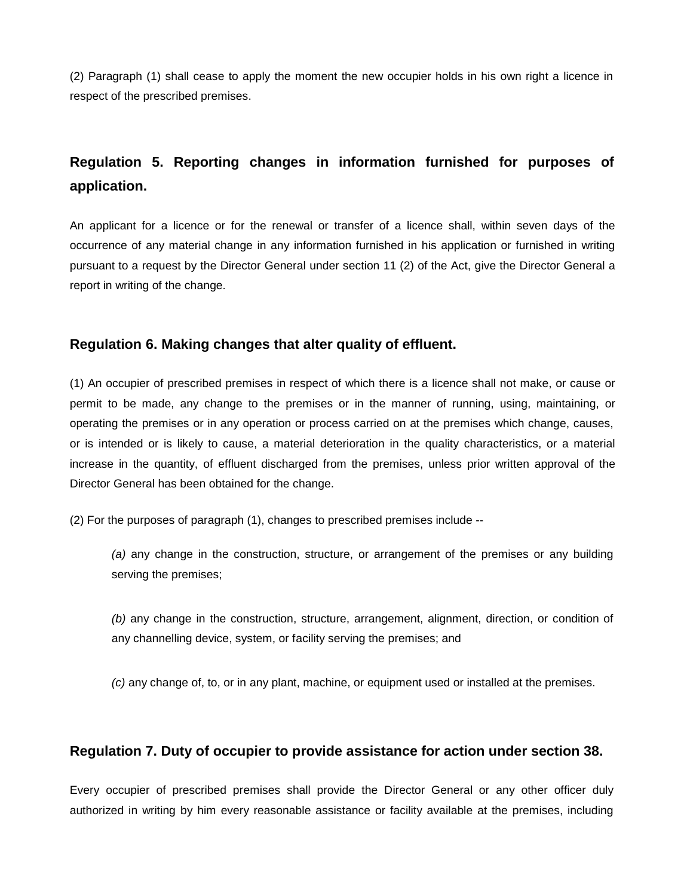(2) Paragraph (1) shall cease to apply the moment the new occupier holds in his own right a licence in respect of the prescribed premises.

## Regulation 5. Reporting changes in information furnished for purposes of application.

An applicant for a licence or for the renewal or transfer of a licence shall, within seven days of the occurrence of any material change in any information furnished in his application or furnished in writing pursuant to a request by the Director General under section 11 (2) of the Act, give the Director General a report in writing of the change.

### Regulation 6. Making changes that alter quality of effluent.

(1) An occupier of prescribed premises in respect of which there is a licence shall not make, or cause or permit to be made, any change to the premises or in the manner of running, using, maintaining, or operating the premises or in any operation or process carried on at the premises which change, causes, or is intended or is likely to cause, a material deterioration in the quality characteristics, or a material increase in the quantity, of effluent discharged from the premises, unless prior written approval of the Director General has been obtained for the change.

(2) For the purposes of paragraph (1), changes to prescribed premises include --

> *(a)* any change in the construction, structure, or arrangement of the premises or any building serving the premises;
>
> *(b)* any change in the construction, structure, arrangement, alignment, direction, or condition of any channelling device, system, or facility serving the premises; and
>
> *(c)* any change of, to, or in any plant, machine, or equipment used or installed at the premises.

### Regulation 7. Duty of occupier to provide assistance for action under section 38.

Every occupier of prescribed premises shall provide the Director General or any other officer duly authorized in writing by him every reasonable assistance or facility available at the premises, including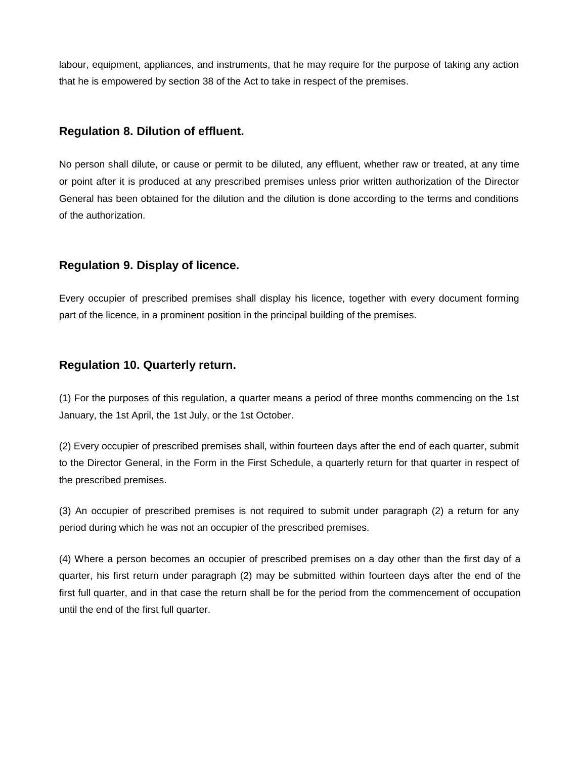labour, equipment, appliances, and instruments, that he may require for the purpose of taking any action that he is empowered by section 38 of the Act to take in respect of the premises.

### Regulation 8. Dilution of effluent.

No person shall dilute, or cause or permit to be diluted, any effluent, whether raw or treated, at any time or point after it is produced at any prescribed premises unless prior written authorization of the Director General has been obtained for the dilution and the dilution is done according to the terms and conditions of the authorization.

### Regulation 9. Display of licence.

Every occupier of prescribed premises shall display his licence, together with every document forming part of the licence, in a prominent position in the principal building of the premises.

### Regulation 10. Quarterly return.

(1) For the purposes of this regulation, a quarter means a period of three months commencing on the 1st January, the 1st April, the 1st July, or the 1st October.

(2) Every occupier of prescribed premises shall, within fourteen days after the end of each quarter, submit to the Director General, in the Form in the First Schedule, a quarterly return for that quarter in respect of the prescribed premises.

(3) An occupier of prescribed premises is not required to submit under paragraph (2) a return for any period during which he was not an occupier of the prescribed premises.

(4) Where a person becomes an occupier of prescribed premises on a day other than the first day of a quarter, his first return under paragraph (2) may be submitted within fourteen days after the end of the first full quarter, and in that case the return shall be for the period from the commencement of occupation until the end of the first full quarter.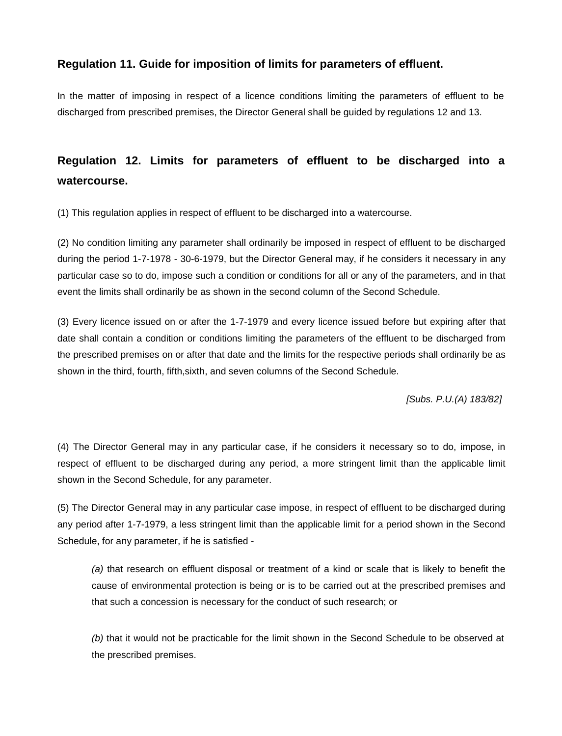### Regulation 11. Guide for imposition of limits for parameters of effluent.

In the matter of imposing in respect of a licence conditions limiting the parameters of effluent to be discharged from prescribed premises, the Director General shall be guided by regulations 12 and 13.

## Regulation 12. Limits for parameters of effluent to be discharged into a watercourse.

(1) This regulation applies in respect of effluent to be discharged into a watercourse.

(2) No condition limiting any parameter shall ordinarily be imposed in respect of effluent to be discharged during the period 1-7-1978 - 30-6-1979, but the Director General may, if he considers it necessary in any particular case so to do, impose such a condition or conditions for all or any of the parameters, and in that event the limits shall ordinarily be as shown in the second column of the Second Schedule.

(3) Every licence issued on or after the 1-7-1979 and every licence issued before but expiring after that date shall contain a condition or conditions limiting the parameters of the effluent to be discharged from the prescribed premises on or after that date and the limits for the respective periods shall ordinarily be as shown in the third, fourth, fifth,sixth, and seven columns of the Second Schedule.

*[Subs. P.U.(A) 183/82]*

(4) The Director General may in any particular case, if he considers it necessary so to do, impose, in respect of effluent to be discharged during any period, a more stringent limit than the applicable limit shown in the Second Schedule, for any parameter.

(5) The Director General may in any particular case impose, in respect of effluent to be discharged during any period after 1-7-1979, a less stringent limit than the applicable limit for a period shown in the Second Schedule, for any parameter, if he is satisfied -

> *(a)* that research on effluent disposal or treatment of a kind or scale that is likely to benefit the cause of environmental protection is being or is to be carried out at the prescribed premises and that such a concession is necessary for the conduct of such research; or
>
> *(b)* that it would not be practicable for the limit shown in the Second Schedule to be observed at the prescribed premises.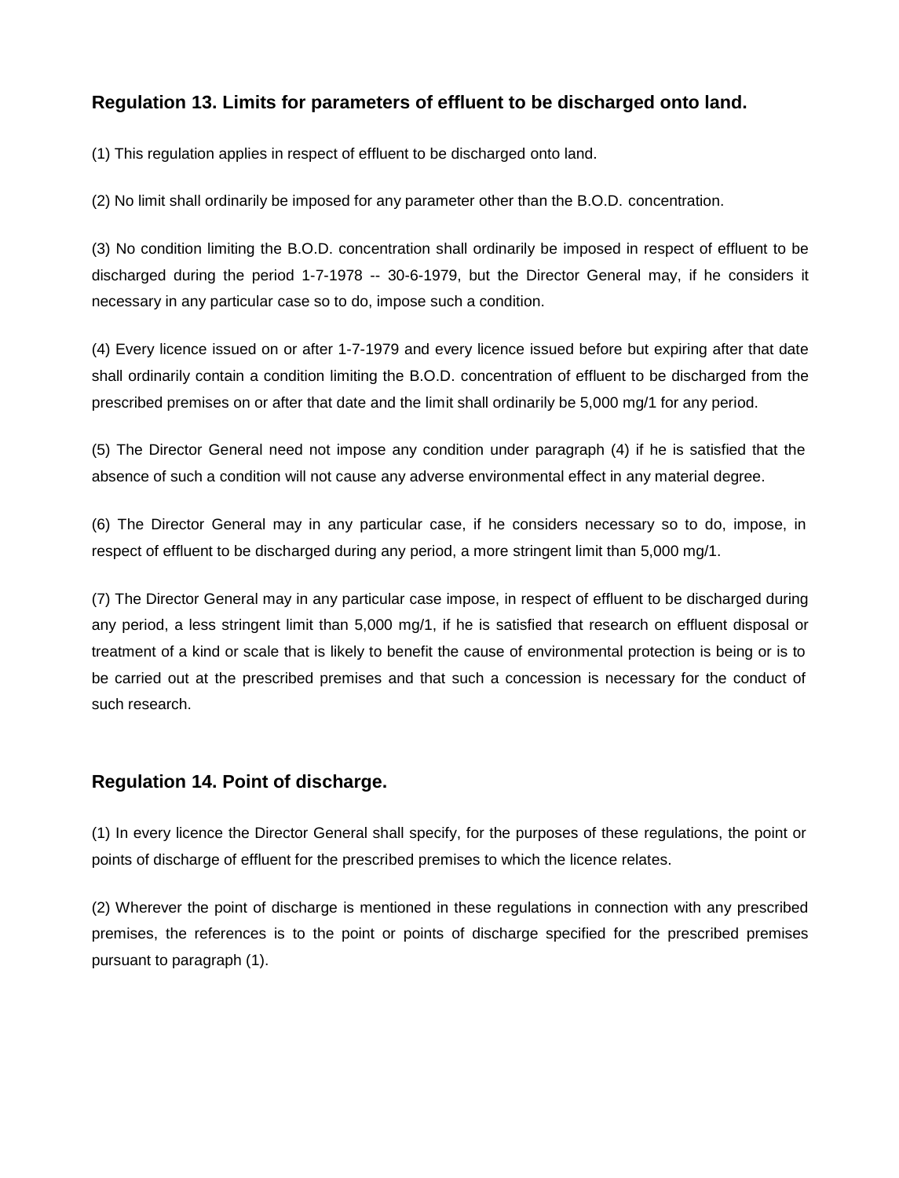## Regulation 13. Limits for parameters of effluent to be discharged onto land.

(1) This regulation applies in respect of effluent to be discharged onto land.

(2) No limit shall ordinarily be imposed for any parameter other than the B.O.D. concentration.

(3) No condition limiting the B.O.D. concentration shall ordinarily be imposed in respect of effluent to be discharged during the period 1-7-1978 -- 30-6-1979, but the Director General may, if he considers it necessary in any particular case so to do, impose such a condition.

(4) Every licence issued on or after 1-7-1979 and every licence issued before but expiring after that date shall ordinarily contain a condition limiting the B.O.D. concentration of effluent to be discharged from the prescribed premises on or after that date and the limit shall ordinarily be 5,000 mg/1 for any period.

(5) The Director General need not impose any condition under paragraph (4) if he is satisfied that the absence of such a condition will not cause any adverse environmental effect in any material degree.

(6) The Director General may in any particular case, if he considers necessary so to do, impose, in respect of effluent to be discharged during any period, a more stringent limit than 5,000 mg/1.

(7) The Director General may in any particular case impose, in respect of effluent to be discharged during any period, a less stringent limit than 5,000 mg/1, if he is satisfied that research on effluent disposal or treatment of a kind or scale that is likely to benefit the cause of environmental protection is being or is to be carried out at the prescribed premises and that such a concession is necessary for the conduct of such research.

## Regulation 14. Point of discharge.

(1) In every licence the Director General shall specify, for the purposes of these regulations, the point or points of discharge of effluent for the prescribed premises to which the licence relates.

(2) Wherever the point of discharge is mentioned in these regulations in connection with any prescribed premises, the references is to the point or points of discharge specified for the prescribed premises pursuant to paragraph (1).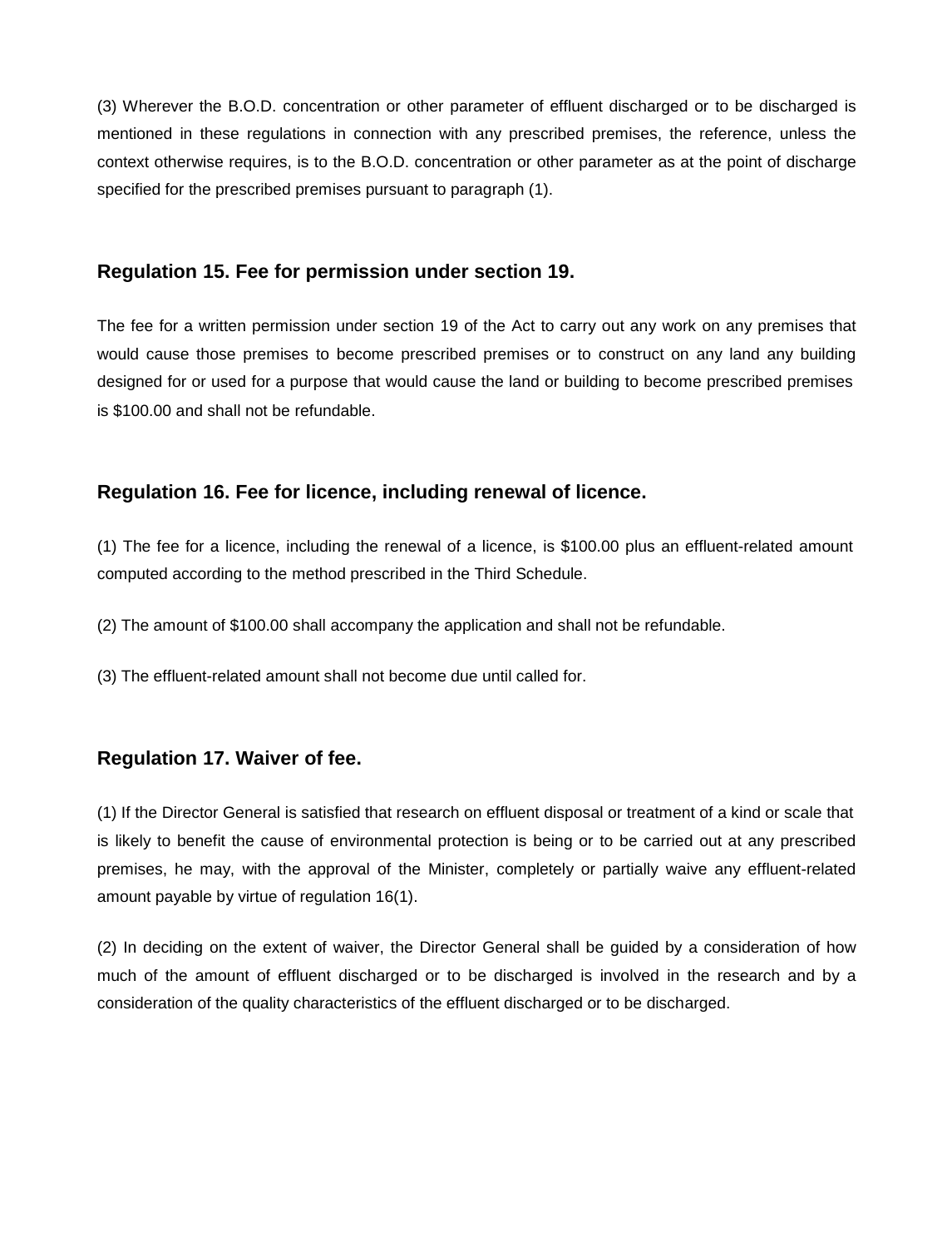(3) Wherever the B.O.D. concentration or other parameter of effluent discharged or to be discharged is mentioned in these regulations in connection with any prescribed premises, the reference, unless the context otherwise requires, is to the B.O.D. concentration or other parameter as at the point of discharge specified for the prescribed premises pursuant to paragraph (1).

### Regulation 15. Fee for permission under section 19.

The fee for a written permission under section 19 of the Act to carry out any work on any premises that would cause those premises to become prescribed premises or to construct on any land any building designed for or used for a purpose that would cause the land or building to become prescribed premises is $100.00 and shall not be refundable.

### Regulation 16. Fee for licence, including renewal of licence.

(1) The fee for a licence, including the renewal of a licence, is $100.00 plus an effluent-related amount computed according to the method prescribed in the Third Schedule.

(2) The amount of $100.00 shall accompany the application and shall not be refundable.

(3) The effluent-related amount shall not become due until called for.

### Regulation 17. Waiver of fee.

(1) If the Director General is satisfied that research on effluent disposal or treatment of a kind or scale that is likely to benefit the cause of environmental protection is being or to be carried out at any prescribed premises, he may, with the approval of the Minister, completely or partially waive any effluent-related amount payable by virtue of regulation 16(1).

(2) In deciding on the extent of waiver, the Director General shall be guided by a consideration of how much of the amount of effluent discharged or to be discharged is involved in the research and by a consideration of the quality characteristics of the effluent discharged or to be discharged.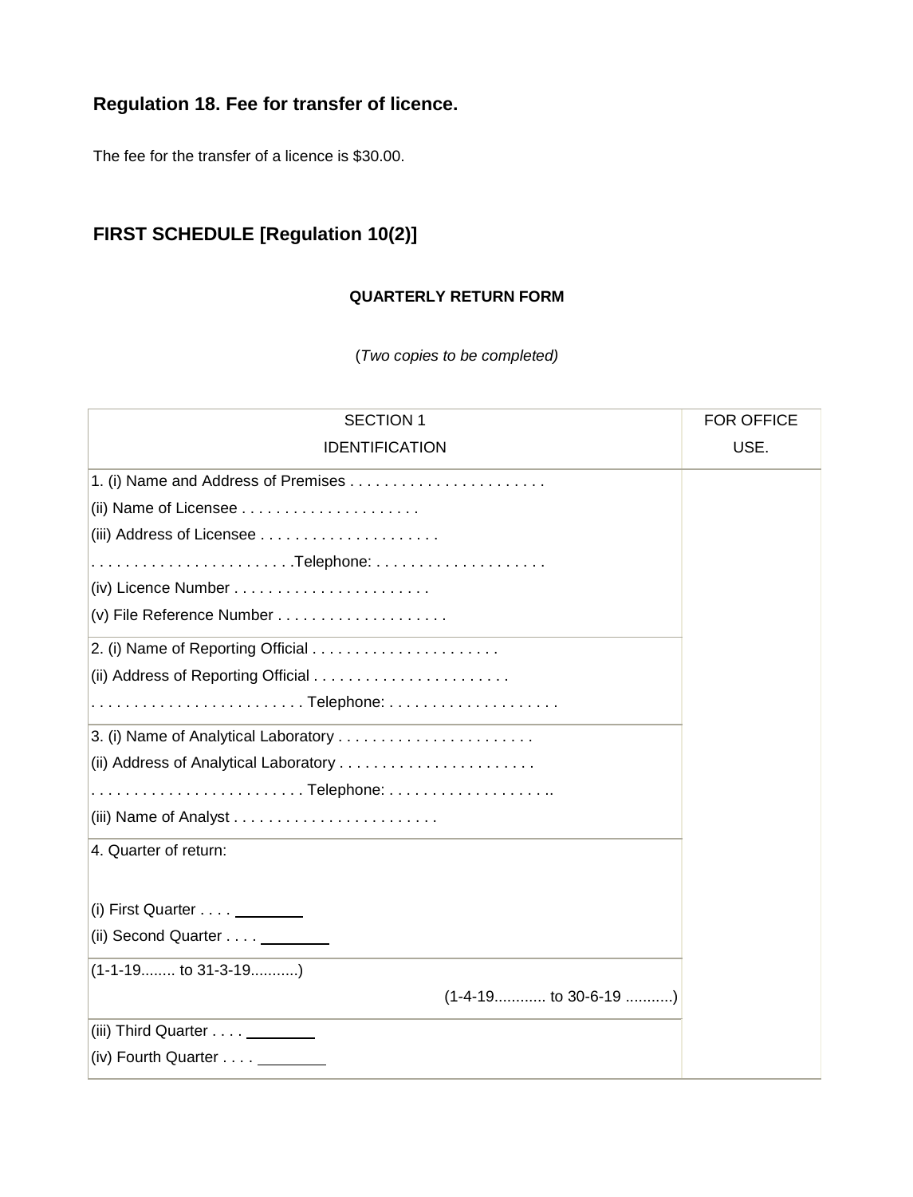## Regulation 18. Fee for transfer of licence.

The fee for the transfer of a licence is $30.00.

## FIRST SCHEDULE [Regulation 10(2)]

### QUARTERLY RETURN FORM

(*Two copies to be completed)*

| SECTION 1<br>IDENTIFICATION | FOR OFFICE USE. |
|---|---|
| 1. (i) Name and Address of Premises . . . . . . . . . . . . . . . . . . . . . . .<br>(ii) Name of Licensee . . . . . . . . . . . . . . . . . . . . .<br>(iii) Address of Licensee . . . . . . . . . . . . . . . . . . . . .<br>. . . . . . . . . . . . . . . . . . . . . . . .Telephone: . . . . . . . . . . . . . . . . . . . .<br>(iv) Licence Number . . . . . . . . . . . . . . . . . . . . . . .<br>(v) File Reference Number . . . . . . . . . . . . . . . . . . . . | |
| 2. (i) Name of Reporting Official . . . . . . . . . . . . . . . . . . . . . .<br>(ii) Address of Reporting Official . . . . . . . . . . . . . . . . . . . . . . .<br>. . . . . . . . . . . . . . . . . . . . . . . . . Telephone: . . . . . . . . . . . . . . . . . . . . | |
| 3. (i) Name of Analytical Laboratory . . . . . . . . . . . . . . . . . . . . . . .<br>(ii) Address of Analytical Laboratory . . . . . . . . . . . . . . . . . . . . . . .<br>. . . . . . . . . . . . . . . . . . . . . . . . . Telephone: . . . . . . . . . . . . . . . . . . . ..<br>(iii) Name of Analyst . . . . . . . . . . . . . . . . . . . . . . . . | |
| 4. Quarter of return:<br><br>(i) First Quarter . . . . ________<br>(ii) Second Quarter . . . . ________ | |
| (1-1-19........ to 31-3-19...........)<br>(1-4-19............ to 30-6-19 ...........) | |
| (iii) Third Quarter . . . . ________<br>(iv) Fourth Quarter . . . . ________ | |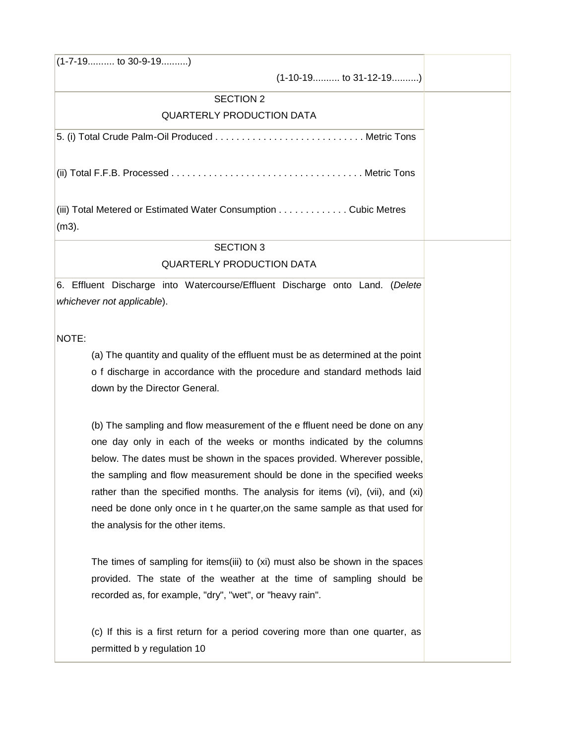(1-7-19.......... to 30-9-19..........)

(1-10-19.......... to 31-12-19..........)

SECTION 2

QUARTERLY PRODUCTION DATA

5. (i) Total Crude Palm-Oil Produced . . . . . . . . . . . . . . . . . . . . . . . . . . . . Metric Tons

(ii) Total F.F.B. Processed . . . . . . . . . . . . . . . . . . . . . . . . . . . . . . . . . . . . Metric Tons

(iii) Total Metered or Estimated Water Consumption . . . . . . . . . . . . . Cubic Metres (m3).

SECTION 3

QUARTERLY PRODUCTION DATA

6. Effluent Discharge into Watercourse/Effluent Discharge onto Land. (*Delete whichever not applicable*).

NOTE:

(a) The quantity and quality of the effluent must be as determined at the point o f discharge in accordance with the procedure and standard methods laid down by the Director General.

(b) The sampling and flow measurement of the e ffluent need be done on any one day only in each of the weeks or months indicated by the columns below. The dates must be shown in the spaces provided. Wherever possible, the sampling and flow measurement should be done in the specified weeks rather than the specified months. The analysis for items (vi), (vii), and (xi) need be done only once in t he quarter,on the same sample as that used for the analysis for the other items.

The times of sampling for items(iii) to (xi) must also be shown in the spaces provided. The state of the weather at the time of sampling should be recorded as, for example, "dry", "wet", or "heavy rain".

(c) If this is a first return for a period covering more than one quarter, as permitted b y regulation 10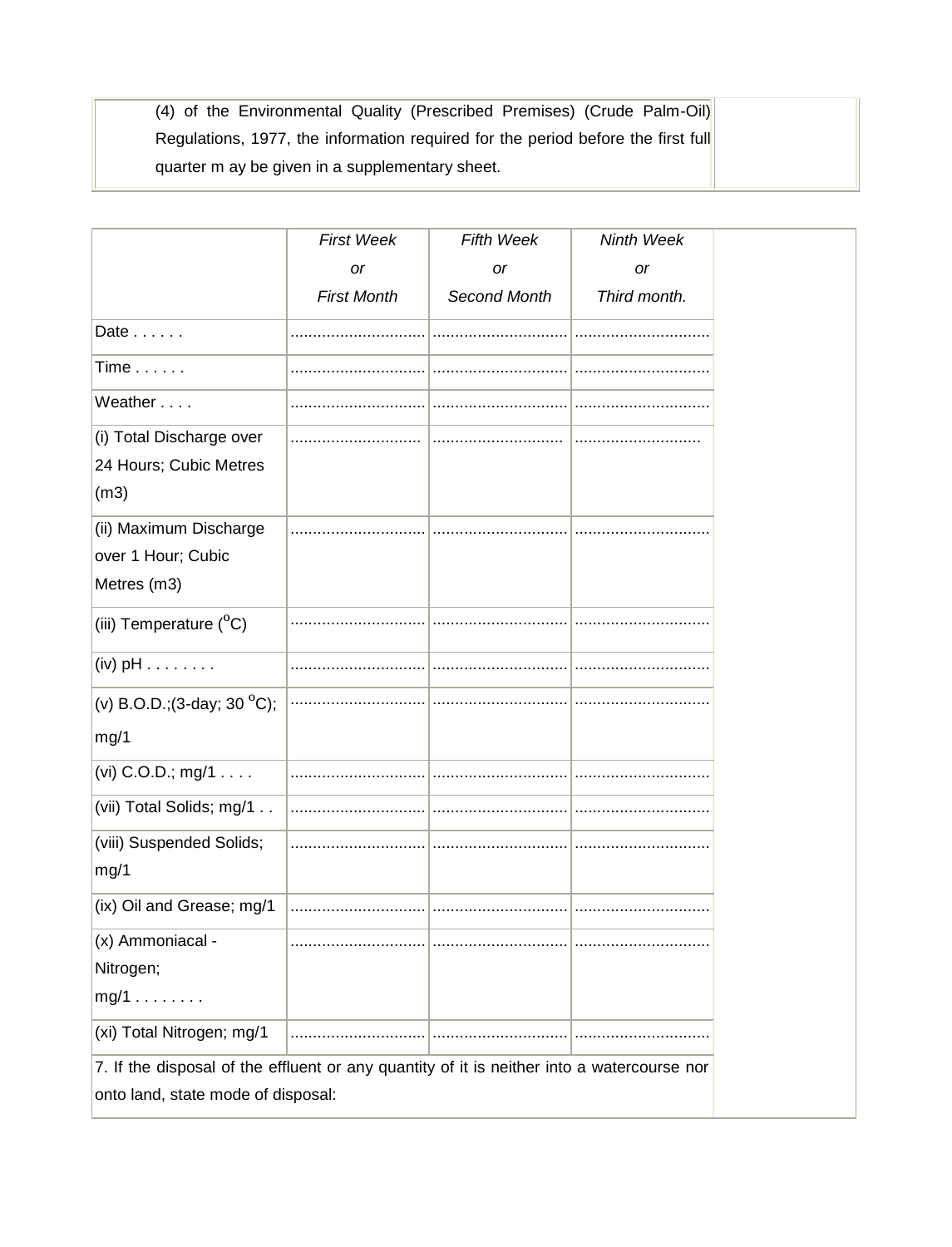(4) of the Environmental Quality (Prescribed Premises) (Crude Palm-Oil) Regulations, 1977, the information required for the period before the first full quarter m ay be given in a supplementary sheet.

| | *First Week or First Month* | *Fifth Week or Second Month* | *Ninth Week or Third month.* |
|---|---|---|---|
| Date . . . . . . | ............................. | ............................. | ............................. |
| Time . . . . . . | ............................. | ............................. | ............................. |
| Weather . . . . | ............................. | ............................. | ............................. |
| (i) Total Discharge over 24 Hours; Cubic Metres (m3) | ............................. | ............................. | ............................. |
| (ii) Maximum Discharge over 1 Hour; Cubic Metres (m3) | ............................. | ............................. | ............................. |
| (iii) Temperature ($^{o}$C) | ............................. | ............................. | ............................. |
| (iv) pH . . . . . . . . | ............................. | ............................. | ............................. |
| (v) B.O.D.;(3-day; 30 $^{o}$C); mg/1 | ............................. | ............................. | ............................. |
| (vi) C.O.D.; mg/1 . . . . | ............................. | ............................. | ............................. |
| (vii) Total Solids; mg/1 . . | ............................. | ............................. | ............................. |
| (viii) Suspended Solids; mg/1 | ............................. | ............................. | ............................. |
| (ix) Oil and Grease; mg/1 | ............................. | ............................. | ............................. |
| (x) Ammoniacal - Nitrogen; mg/1 . . . . . . . . | ............................. | ............................. | ............................. |
| (xi) Total Nitrogen; mg/1 | ............................. | ............................. | ............................. |

7. If the disposal of the effluent or any quantity of it is neither into a watercourse nor onto land, state mode of disposal: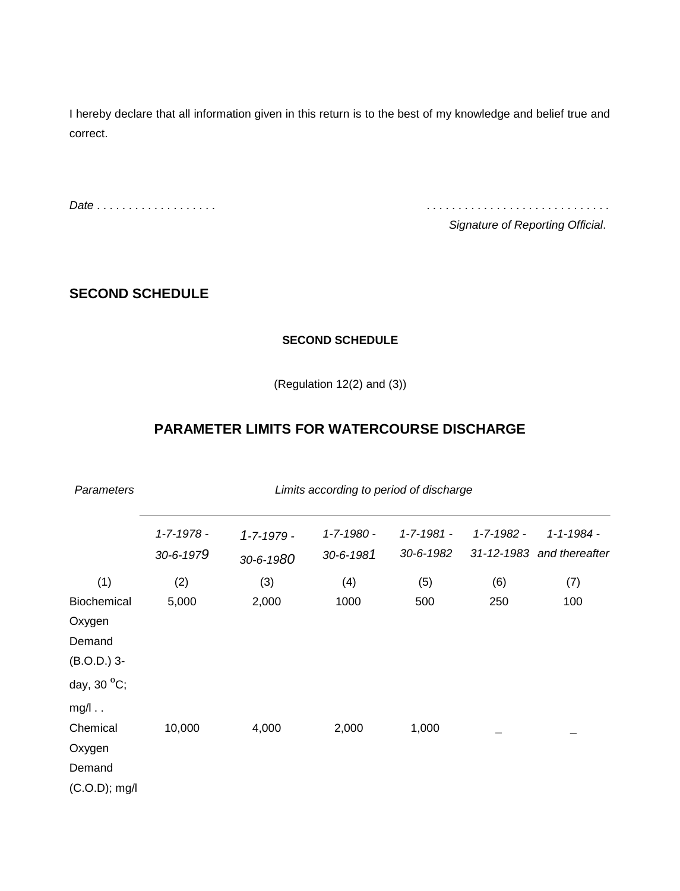I hereby declare that all information given in this return is to the best of my knowledge and belief true and correct.

*Date* . . . . . . . . . . . . . . . . . . . . . . . . . . . . . . . . . . . . . . . . . . . . . . . . .

*Signature of Reporting Official*.

## SECOND SCHEDULE

**SECOND SCHEDULE**

(Regulation 12(2) and (3))

### PARAMETER LIMITS FOR WATERCOURSE DISCHARGE

| *Parameters* | *Limits according to period of discharge* | | | | | |
|---|---|---|---|---|---|---|
| | *1-7-1978 - 30-6-1979* | *1-7-1979 - 30-6-1980* | *1-7-1980 - 30-6-1981* | *1-7-1981 - 30-6-1982* | *1-7-1982 - 31-12-1983* | *1-1-1984 - and thereafter* |
| (1) | (2) | (3) | (4) | (5) | (6) | (7) |
| Biochemical Oxygen Demand (B.O.D.) 3-day, 30 $^{o}$C; mg/l . . | 5,000 | 2,000 | 1000 | 500 | 250 | 100 |
| Chemical Oxygen Demand (C.O.D); mg/l | 10,000 | 4,000 | 2,000 | 1,000 | _ | _ |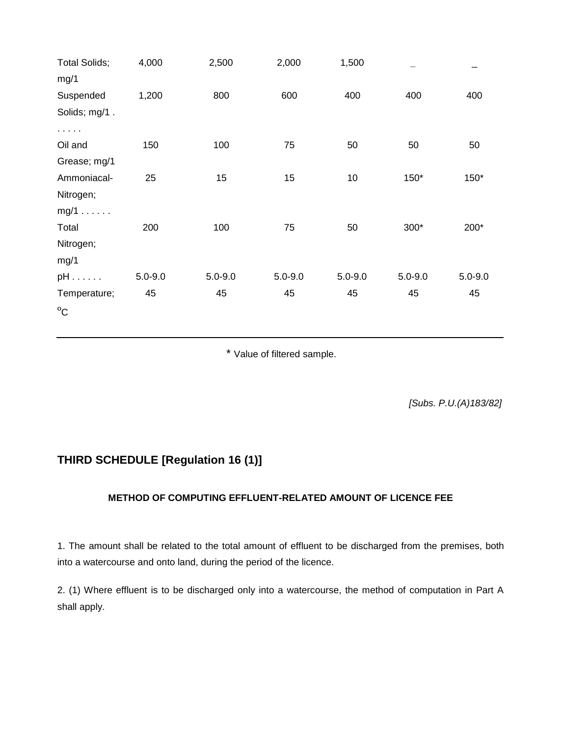| | | | | | | |
|---|---|---|---|---|---|---|
| Total Solids; mg/1 | 4,000 | 2,500 | 2,000 | 1,500 | _ | _ |
| Suspended Solids; mg/1 . . . . . . | 1,200 | 800 | 600 | 400 | 400 | 400 |
| Oil and Grease; mg/1 | 150 | 100 | 75 | 50 | 50 | 50 |
| Ammoniacal-Nitrogen; mg/1 . . . . . . | 25 | 15 | 15 | 10 | 150* | 150* |
| Total Nitrogen; mg/1 | 200 | 100 | 75 | 50 | 300* | 200* |
| pH . . . . . . | 5.0-9.0 | 5.0-9.0 | 5.0-9.0 | 5.0-9.0 | 5.0-9.0 | 5.0-9.0 |
| Temperature; $^{o}C$ | 45 | 45 | 45 | 45 | 45 | 45 |

* Value of filtered sample.

*[Subs. P.U.(A)183/82]*

## THIRD SCHEDULE [Regulation 16 (1)]

**METHOD OF COMPUTING EFFLUENT-RELATED AMOUNT OF LICENCE FEE**

1. The amount shall be related to the total amount of effluent to be discharged from the premises, both into a watercourse and onto land, during the period of the licence.

2. (1) Where effluent is to be discharged only into a watercourse, the method of computation in Part A shall apply.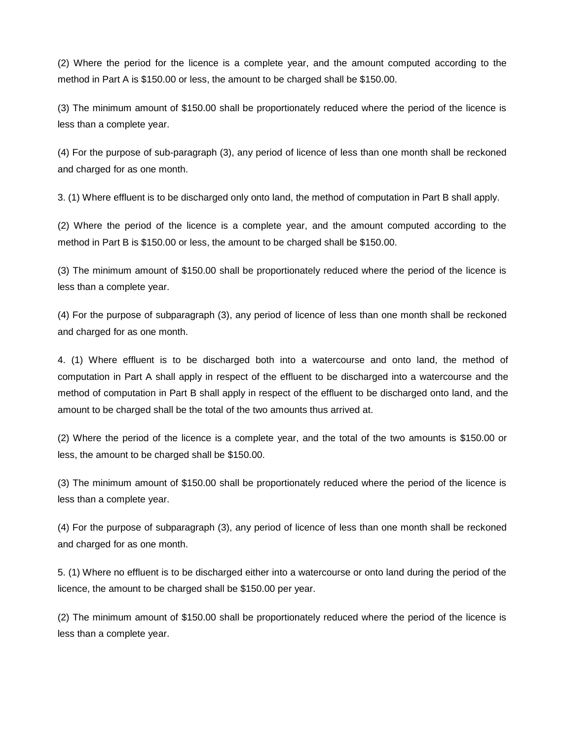(2) Where the period for the licence is a complete year, and the amount computed according to the method in Part A is $150.00 or less, the amount to be charged shall be $150.00.

(3) The minimum amount of $150.00 shall be proportionately reduced where the period of the licence is less than a complete year.

(4) For the purpose of sub-paragraph (3), any period of licence of less than one month shall be reckoned and charged for as one month.

3. (1) Where effluent is to be discharged only onto land, the method of computation in Part B shall apply.

(2) Where the period of the licence is a complete year, and the amount computed according to the method in Part B is $150.00 or less, the amount to be charged shall be $150.00.

(3) The minimum amount of $150.00 shall be proportionately reduced where the period of the licence is less than a complete year.

(4) For the purpose of subparagraph (3), any period of licence of less than one month shall be reckoned and charged for as one month.

4. (1) Where effluent is to be discharged both into a watercourse and onto land, the method of computation in Part A shall apply in respect of the effluent to be discharged into a watercourse and the method of computation in Part B shall apply in respect of the effluent to be discharged onto land, and the amount to be charged shall be the total of the two amounts thus arrived at.

(2) Where the period of the licence is a complete year, and the total of the two amounts is $150.00 or less, the amount to be charged shall be $150.00.

(3) The minimum amount of $150.00 shall be proportionately reduced where the period of the licence is less than a complete year.

(4) For the purpose of subparagraph (3), any period of licence of less than one month shall be reckoned and charged for as one month.

5. (1) Where no effluent is to be discharged either into a watercourse or onto land during the period of the licence, the amount to be charged shall be $150.00 per year.

(2) The minimum amount of $150.00 shall be proportionately reduced where the period of the licence is less than a complete year.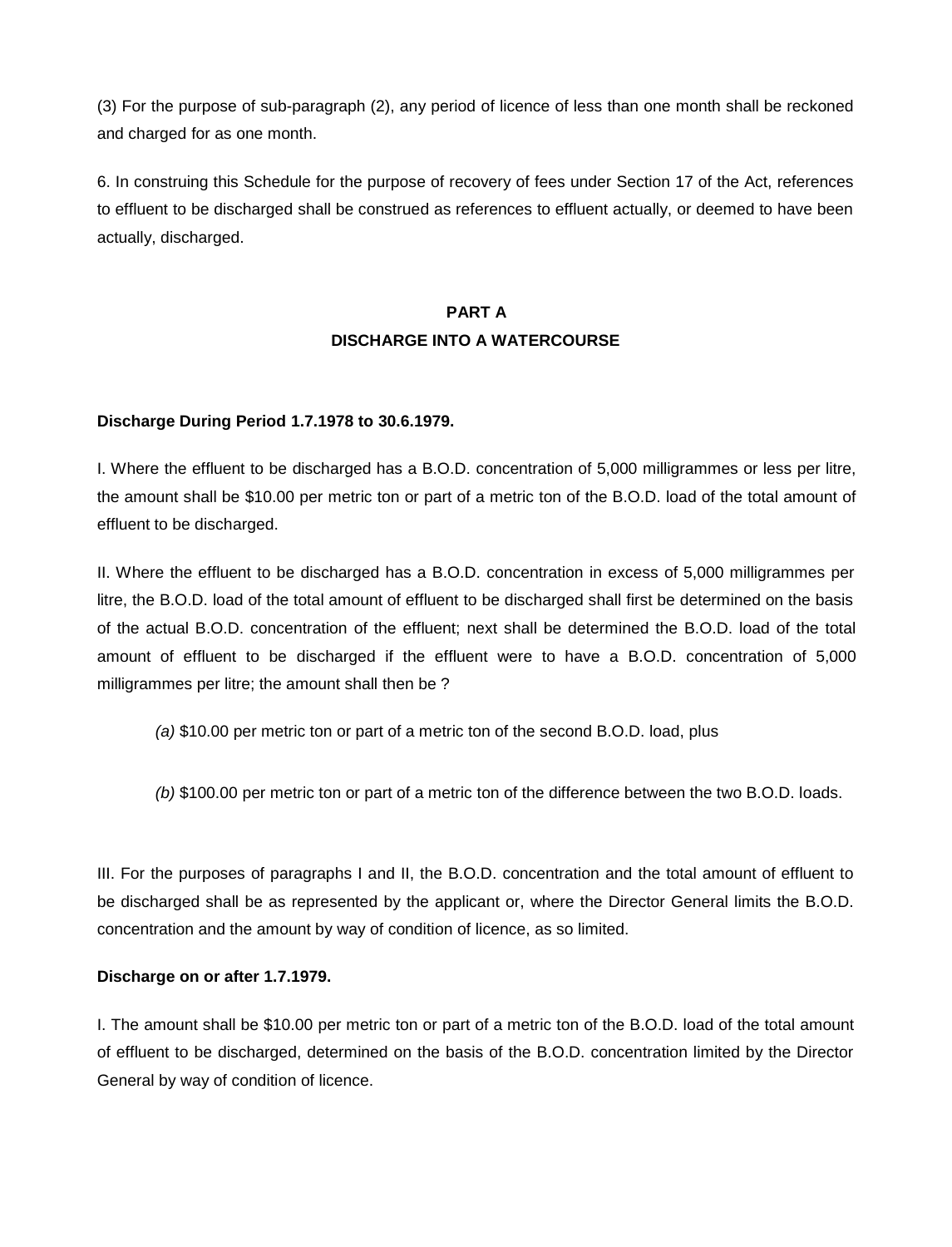(3) For the purpose of sub-paragraph (2), any period of licence of less than one month shall be reckoned and charged for as one month.

6. In construing this Schedule for the purpose of recovery of fees under Section 17 of the Act, references to effluent to be discharged shall be construed as references to effluent actually, or deemed to have been actually, discharged.

## PART A
## DISCHARGE INTO A WATERCOURSE

**Discharge During Period 1.7.1978 to 30.6.1979.**

I. Where the effluent to be discharged has a B.O.D. concentration of 5,000 milligrammes or less per litre, the amount shall be $10.00 per metric ton or part of a metric ton of the B.O.D. load of the total amount of effluent to be discharged.

II. Where the effluent to be discharged has a B.O.D. concentration in excess of 5,000 milligrammes per litre, the B.O.D. load of the total amount of effluent to be discharged shall first be determined on the basis of the actual B.O.D. concentration of the effluent; next shall be determined the B.O.D. load of the total amount of effluent to be discharged if the effluent were to have a B.O.D. concentration of 5,000 milligrammes per litre; the amount shall then be ?

*(a)* $10.00 per metric ton or part of a metric ton of the second B.O.D. load, plus

*(b)* $100.00 per metric ton or part of a metric ton of the difference between the two B.O.D. loads.

III. For the purposes of paragraphs I and II, the B.O.D. concentration and the total amount of effluent to be discharged shall be as represented by the applicant or, where the Director General limits the B.O.D. concentration and the amount by way of condition of licence, as so limited.

**Discharge on or after 1.7.1979.**

I. The amount shall be $10.00 per metric ton or part of a metric ton of the B.O.D. load of the total amount of effluent to be discharged, determined on the basis of the B.O.D. concentration limited by the Director General by way of condition of licence.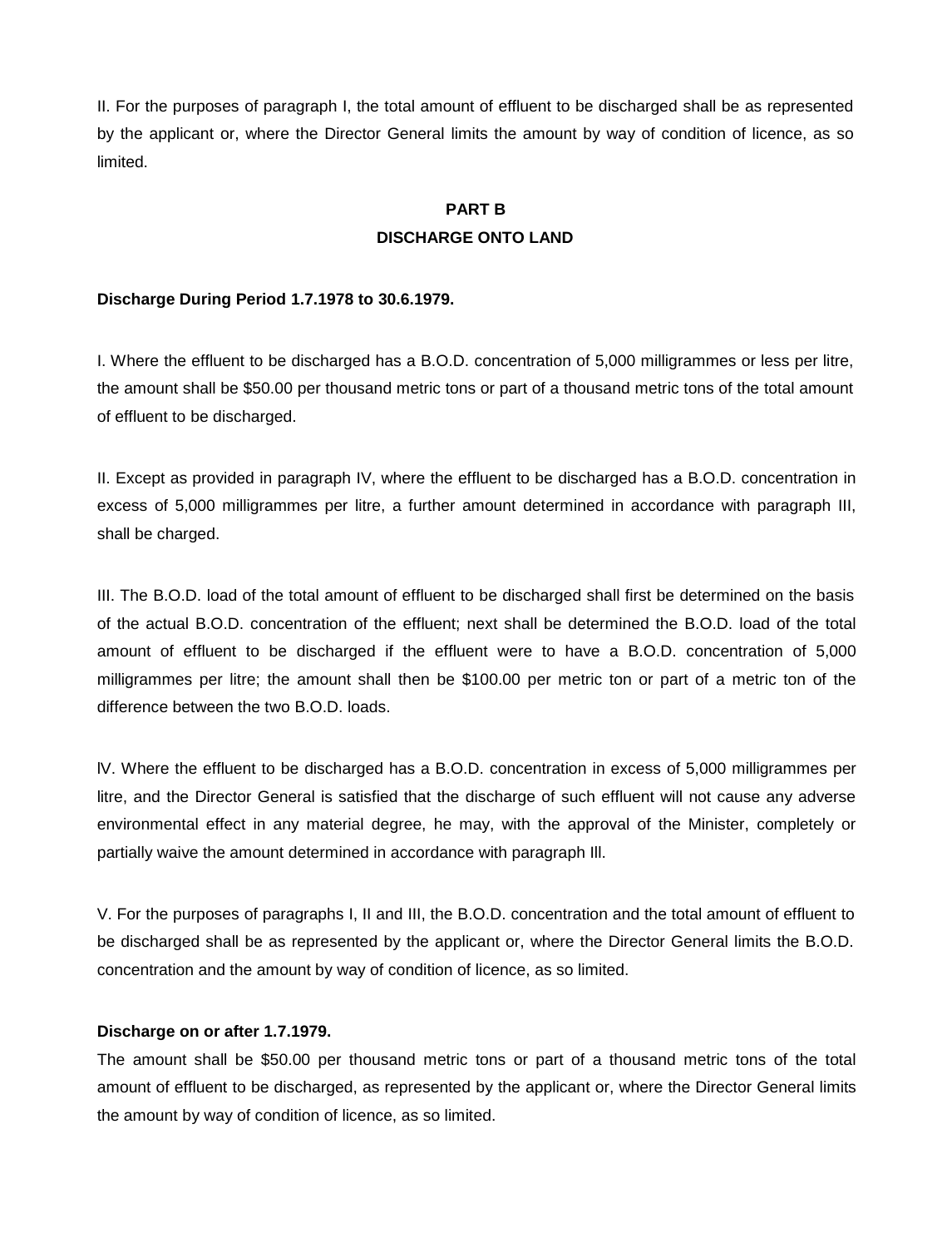II. For the purposes of paragraph I, the total amount of effluent to be discharged shall be as represented by the applicant or, where the Director General limits the amount by way of condition of licence, as so limited.

## PART B

## DISCHARGE ONTO LAND

**Discharge During Period 1.7.1978 to 30.6.1979.**

I. Where the effluent to be discharged has a B.O.D. concentration of 5,000 milligrammes or less per litre, the amount shall be $50.00 per thousand metric tons or part of a thousand metric tons of the total amount of effluent to be discharged.

II. Except as provided in paragraph IV, where the effluent to be discharged has a B.O.D. concentration in excess of 5,000 milligrammes per litre, a further amount determined in accordance with paragraph III, shall be charged.

III. The B.O.D. load of the total amount of effluent to be discharged shall first be determined on the basis of the actual B.O.D. concentration of the effluent; next shall be determined the B.O.D. load of the total amount of effluent to be discharged if the effluent were to have a B.O.D. concentration of 5,000 milligrammes per litre; the amount shall then be $100.00 per metric ton or part of a metric ton of the difference between the two B.O.D. loads.

IV. Where the effluent to be discharged has a B.O.D. concentration in excess of 5,000 milligrammes per litre, and the Director General is satisfied that the discharge of such effluent will not cause any adverse environmental effect in any material degree, he may, with the approval of the Minister, completely or partially waive the amount determined in accordance with paragraph III.

V. For the purposes of paragraphs I, II and III, the B.O.D. concentration and the total amount of effluent to be discharged shall be as represented by the applicant or, where the Director General limits the B.O.D. concentration and the amount by way of condition of licence, as so limited.

**Discharge on or after 1.7.1979.**

The amount shall be $50.00 per thousand metric tons or part of a thousand metric tons of the total amount of effluent to be discharged, as represented by the applicant or, where the Director General limits the amount by way of condition of licence, as so limited.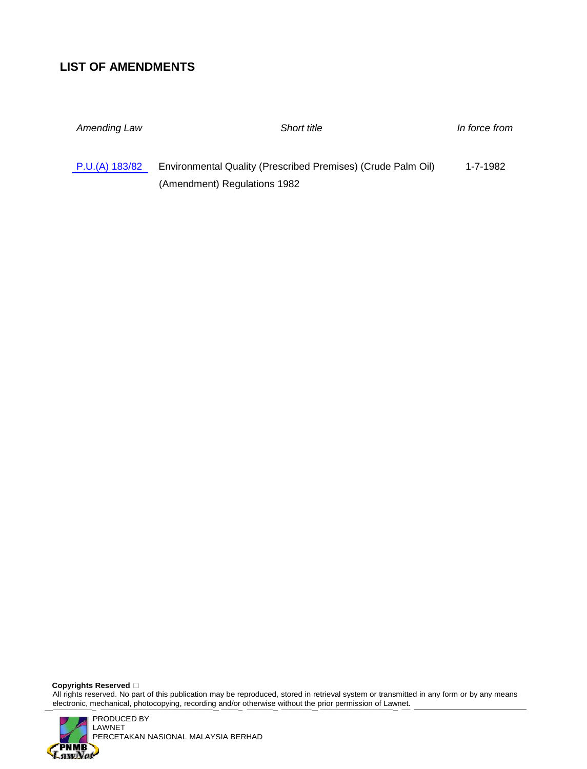## LIST OF AMENDMENTS

| *Amending Law* | *Short title* | *In force from* |
|---|---|---|
| P.U.(A) 183/82 | Environmental Quality (Prescribed Premises) (Crude Palm Oil) (Amendment) Regulations 1982 | 1-7-1982 |

**Copyrights Reserved**
All rights reserved. No part of this publication may be reproduced, stored in retrieval system or transmitted in any form or by any means electronic, mechanical, photocopying, recording and/or otherwise without the prior permission of Lawnet.

PRODUCED BY
LAWNET
PERCETAKAN NASIONAL MALAYSIA BERHAD